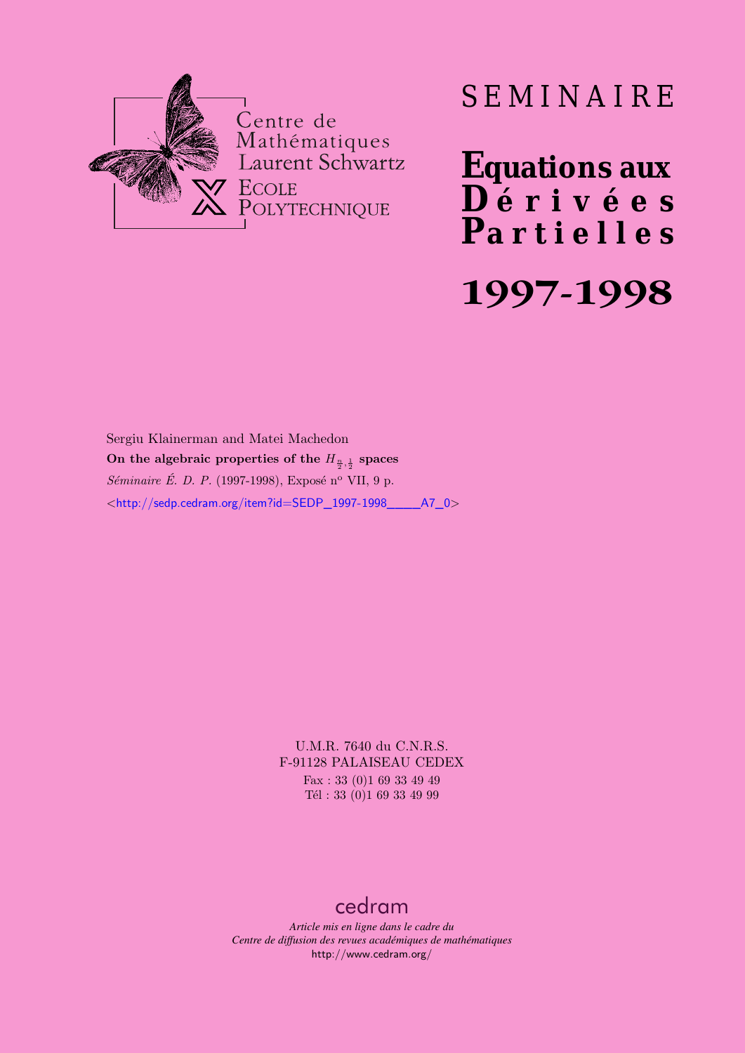Centre de Mathématiques Laurent Schwartz
ECOLE POLYTECHNIQUE

# SEMINAIRE

# Equations aux Dérivées Partielles

# 1997-1998

Sergiu Klainerman and Matei Machedon

**On the algebraic properties of the $H_{\frac{n}{2},\frac{1}{2}}$ spaces**

*Séminaire É. D. P.* (1997-1998), Exposé n° VII, 9 p.

<http://sedp.cedram.org/item?id=SEDP_1997-1998____A7_0>

U.M.R. 7640 du C.N.R.S.
F-91128 PALAISEAU CEDEX
Fax : 33 (0)1 69 33 49 49
Tél : 33 (0)1 69 33 49 99

cedram

*Article mis en ligne dans le cadre du*
*Centre de diffusion des revues académiques de mathématiques*
http://www.cedram.org/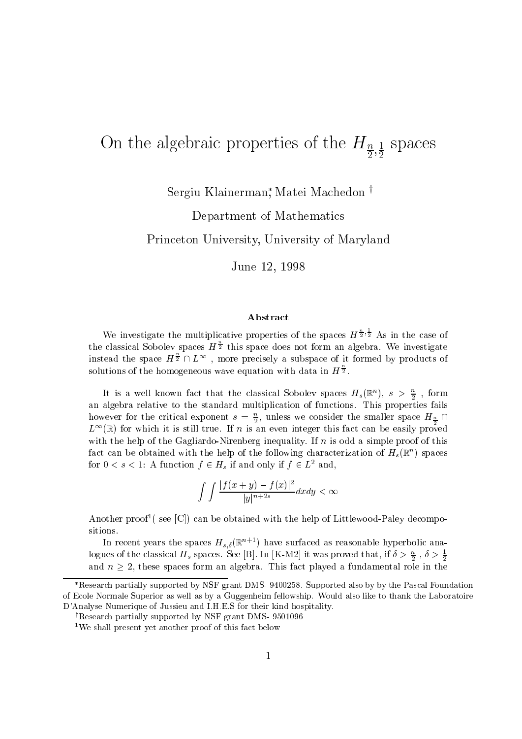# On the algebraic properties of the $H_{\frac{n}{2},\frac{1}{2}}$ spaces

Sergiu Klainerman,* Matei Machedon †

Department of Mathematics

Princeton University, University of Maryland

June 12, 1998

### Abstract

We investigate the multiplicative properties of the spaces $H^{\frac{n}{2},\frac{1}{2}}$ As in the case of the classical Sobolev spaces $H^{\frac{n}{2}}$ this space does not form an algebra. We investigate instead the space $H^{\frac{n}{2}} \cap L^{\infty}$ , more precisely a subspace of it formed by products of solutions of the homogeneous wave equation with data in $H^{\frac{n}{2}}$.

It is a well known fact that the classical Sobolev spaces $H_s(\mathbb{R}^n)$, $s > \frac{n}{2}$ , form an algebra relative to the standard multiplication of functions. This properties fails however for the critical exponent $s = \frac{n}{2}$, unless we consider the smaller space $H_{\frac{n}{2}} \cap L^{\infty}(\mathbb{R})$ for which it is still true. If $n$ is an even integer this fact can be easily proved with the help of the Gagliardo-Nirenberg inequality. If $n$ is odd a simple proof of this fact can be obtained with the help of the following characterization of $H_s(\mathbb{R}^n)$ spaces for $0 < s < 1$: A function $f \in H_s$ if and only if $f \in L^2$ and,

$$\int\int \frac{|f(x+y) - f(x)|^2}{|y|^{n+2s}} dxdy < \infty$$

Another proof[1]( see [C]) can be obtained with the help of Littlewood-Paley decompositions.

In recent years the spaces $H_{s,\delta}(\mathbb{R}^{n+1})$ have surfaced as reasonable hyperbolic analogues of the classical $H_s$ spaces. See [B]. In [K-M2] it was proved that, if $\delta > \frac{n}{2}$ , $\delta > \frac{1}{2}$ and $n \geq 2$, these spaces form an algebra. This fact played a fundamental role in the

---

*Research partially supported by NSF grant DMS- 9400258. Supported also by by the Pascal Foundation of Ecole Normale Superior as well as by a Guggenheim fellowship. Would also like to thank the Laboratoire D'Analyse Numerique of Jussieu and I.H.E.S for their kind hospitality.

†Research partially supported by NSF grant DMS- 9501096

[1] We shall present yet another proof of this fact below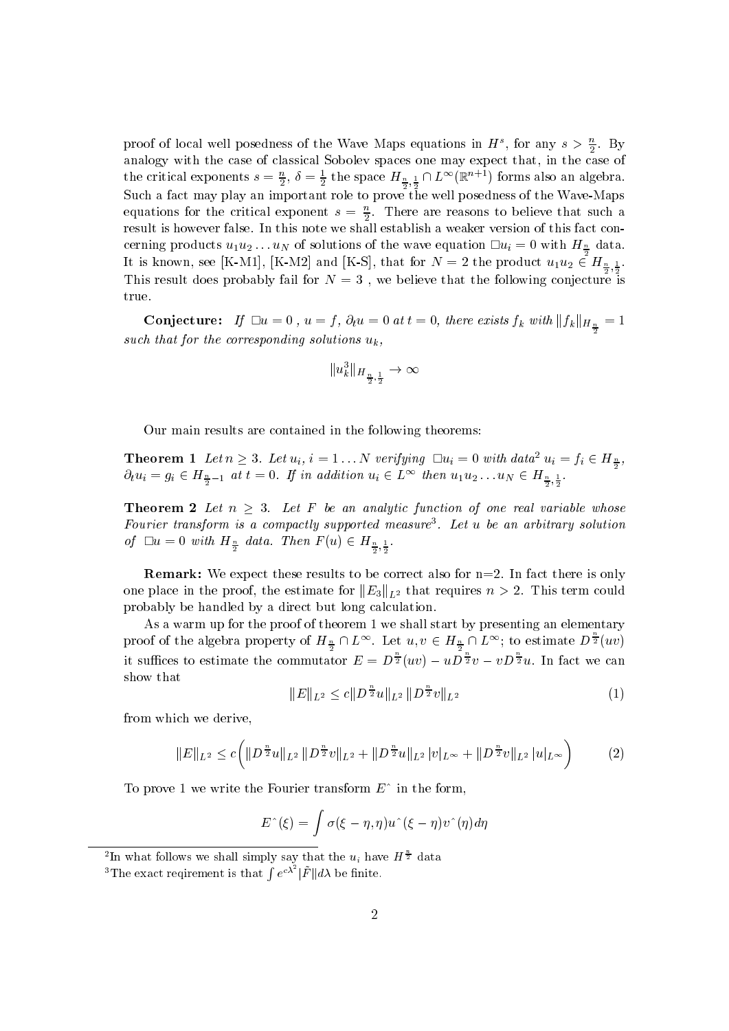proof of local well posedness of the Wave Maps equations in $H^s$, for any $s > \frac{n}{2}$. By analogy with the case of classical Sobolev spaces one may expect that, in the case of the critical exponents $s = \frac{n}{2}$, $\delta = \frac{1}{2}$ the space $H_{\frac{n}{2},\frac{1}{2}} \cap L^\infty(\mathbb{R}^{n+1})$ forms also an algebra. Such a fact may play an important role to prove the well posedness of the Wave-Maps equations for the critical exponent $s = \frac{n}{2}$. There are reasons to believe that such a result is however false. In this note we shall establish a weaker version of this fact concerning products $u_1 u_2 \ldots u_N$ of solutions of the wave equation $\Box u_i = 0$ with $H_{\frac{n}{2}}$ data. It is known, see [K-M1], [K-M2] and [K-S], that for $N = 2$ the product $u_1 u_2 \in H_{\frac{n}{2},\frac{1}{2}}$. This result does probably fail for $N = 3$ , we believe that the following conjecture is true.

**Conjecture:** *If $\Box u = 0$ , $u = f$, $\partial_t u = 0$ at $t = 0$, there exists $f_k$ with $\|f_k\|_{H_{\frac{n}{2}}} = 1$ such that for the corresponding solutions $u_k$,*

$$\|u_k^3\|_{H_{\frac{n}{2},\frac{1}{2}}} \to \infty$$

Our main results are contained in the following theorems:

**Theorem 1** *Let $n \geq 3$. Let $u_i$, $i = 1 \ldots N$ verifying $\Box u_i = 0$ with data[2] $u_i = f_i \in H_{\frac{n}{2}}$, $\partial_t u_i = g_i \in H_{\frac{n}{2}-1}$ at $t = 0$. If in addition $u_i \in L^\infty$ then $u_1 u_2 \ldots u_N \in H_{\frac{n}{2},\frac{1}{2}}$.*

**Theorem 2** *Let $n \geq 3$. Let $F$ be an analytic function of one real variable whose Fourier transform is a compactly supported measure[3]. Let $u$ be an arbitrary solution of $\Box u = 0$ with $H_{\frac{n}{2}}$ data. Then $F(u) \in H_{\frac{n}{2},\frac{1}{2}}$.*

**Remark:** We expect these results to be correct also for n=2. In fact there is only one place in the proof, the estimate for $\|E_3\|_{L^2}$ that requires $n > 2$. This term could probably be handled by a direct but long calculation.

As a warm up for the proof of theorem 1 we shall start by presenting an elementary proof of the algebra property of $H_{\frac{n}{2}} \cap L^\infty$. Let $u, v \in H_{\frac{n}{2}} \cap L^\infty$; to estimate $D^{\frac{n}{2}}(uv)$ it suffices to estimate the commutator $E = D^{\frac{n}{2}}(uv) - uD^{\frac{n}{2}}v - vD^{\frac{n}{2}}u$. In fact we can show that

$$\|E\|_{L^2} \leq c\|D^{\frac{n}{2}}u\|_{L^2}\,\|D^{\frac{n}{2}}v\|_{L^2} \tag{1}$$

from which we derive,

$$\|E\|_{L^2} \leq c\Big(\|D^{\frac{n}{2}}u\|_{L^2}\,\|D^{\frac{n}{2}}v\|_{L^2} + \|D^{\frac{n}{2}}u\|_{L^2}\,|v|_{L^\infty} + \|D^{\frac{n}{2}}v\|_{L^2}\,|u|_{L^\infty}\Big) \tag{2}$$

To prove 1 we write the Fourier transform $E^\wedge$ in the form,

$$E^\wedge(\xi) = \int \sigma(\xi - \eta, \eta)u^\wedge(\xi - \eta)v^\wedge(\eta)d\eta$$

---

[2] In what follows we shall simply say that the $u_i$ have $H^{\frac{n}{2}}$ data

[3] The exact reqirement is that $\int e^{c\lambda^2}|\tilde{F}|d\lambda$ be finite.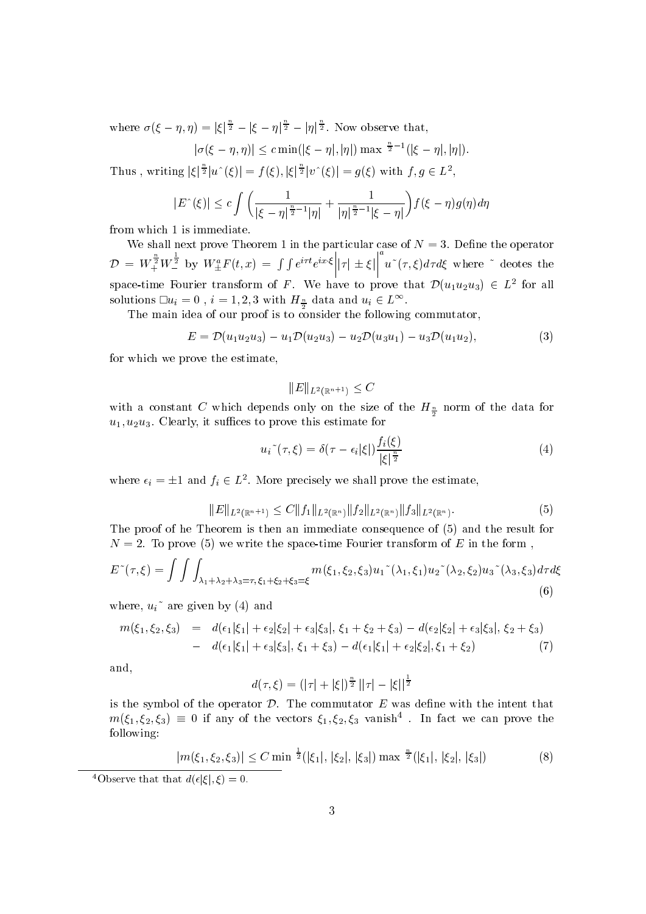where $\sigma(\xi-\eta,\eta) = |\xi|^{\frac{n}{2}} - |\xi-\eta|^{\frac{n}{2}} - |\eta|^{\frac{n}{2}}$. Now observe that,

$$|\sigma(\xi-\eta,\eta)| \le c \min(|\xi-\eta|,|\eta|) \max{}^{\frac{n}{2}-1}(|\xi-\eta|,|\eta|).$$

Thus , writing $|\xi|^{\frac{n}{2}}|u\hat{\ }(\xi)| = f(\xi), |\xi|^{\frac{n}{2}}|v\hat{\ }(\xi)| = g(\xi)$ with $f,g \in L^2$,

$$|E\hat{\ }(\xi)| \le c \int \left( \frac{1}{|\xi-\eta|^{\frac{n}{2}-1}|\eta|} + \frac{1}{|\eta|^{\frac{n}{2}-1}|\xi-\eta|} \right) f(\xi-\eta) g(\eta) d\eta$$

from which 1 is immediate.

We shall next prove Theorem 1 in the particular case of $N=3$. Define the operator $\mathcal{D} = W_+^{\frac{n}{2}} W_-^{\frac{1}{2}}$ by $W_\pm^a F(t,x) = \int\int e^{i\tau t} e^{ix\cdot\xi} \Big| |\tau| \pm \xi| \Big|^a u\tilde{\ }(\tau,\xi) d\tau d\xi$ where $\tilde{\ }$ deotes the space-time Fourier transform of $F$. We have to prove that $\mathcal{D}(u_1u_2u_3) \in L^2$ for all solutions $\Box u_i = 0$ , $i=1,2,3$ with $H_{\frac{n}{2}}$ data and $u_i \in L^\infty$.

The main idea of our proof is to consider the following commutator,

$$E = \mathcal{D}(u_1u_2u_3) - u_1\mathcal{D}(u_2u_3) - u_2\mathcal{D}(u_3u_1) - u_3\mathcal{D}(u_1u_2), \tag{3}$$

for which we prove the estimate,

$$\|E\|_{L^2(\mathbb{R}^{n+1})} \le C$$

with a constant $C$ which depends only on the size of the $H_{\frac{n}{2}}$ norm of the data for $u_1, u_2u_3$. Clearly, it suffices to prove this estimate for

$$u_i\tilde{\ }(\tau,\xi) = \delta(\tau - \epsilon_i|\xi|)\frac{f_i(\xi)}{|\xi|^{\frac{n}{2}}} \tag{4}$$

where $\epsilon_i = \pm 1$ and $f_i \in L^2$. More precisely we shall prove the estimate,

$$\|E\|_{L^2(\mathbb{R}^{n+1})} \le C\|f_1\|_{L^2(\mathbb{R}^n)}\|f_2\|_{L^2(\mathbb{R}^n)}\|f_3\|_{L^2(\mathbb{R}^n)}. \tag{5}$$

The proof of he Theorem is then an immediate consequence of (5) and the result for $N=2$. To prove (5) we write the space-time Fourier transform of $E$ in the form ,

$$E\tilde{\ }(\tau,\xi) = \int\int\int_{\lambda_1+\lambda_2+\lambda_3=\tau,\, \xi_1+\xi_2+\xi_3=\xi} m(\xi_1,\xi_2,\xi_3) u_1\tilde{\ }(\lambda_1,\xi_1) u_2\tilde{\ }(\lambda_2,\xi_2) u_3\tilde{\ }(\lambda_3,\xi_3) d\tau d\xi \tag{6}$$

where, $u_i\tilde{\ }$ are given by (4) and

$$\begin{aligned} m(\xi_1,\xi_2,\xi_3) &= d(\epsilon_1|\xi_1| + \epsilon_2|\xi_2| + \epsilon_3|\xi_3|,\, \xi_1+\xi_2+\xi_3) - d(\epsilon_2|\xi_2| + \epsilon_3|\xi_3|,\, \xi_2+\xi_3) \\ &- d(\epsilon_1|\xi_1| + \epsilon_3|\xi_3|,\, \xi_1+\xi_3) - d(\epsilon_1|\xi_1| + \epsilon_2|\xi_2|, \xi_1+\xi_2) \end{aligned} \tag{7}$$

and,

$$d(\tau,\xi) = (|\tau| + |\xi|)^{\frac{n}{2}} \big||\tau| - |\xi|\big|^{\frac{1}{2}}$$

is the symbol of the operator $\mathcal{D}$. The commutator $E$ was define with the intent that $m(\xi_1,\xi_2,\xi_3) \equiv 0$ if any of the vectors $\xi_1,\xi_2,\xi_3$ vanish[4] . In fact we can prove the following:

$$|m(\xi_1,\xi_2,\xi_3)| \le C \min{}^{\frac{1}{2}}(|\xi_1|,|\xi_2|,|\xi_3|) \max{}^{\frac{n}{2}}(|\xi_1|,|\xi_2|,|\xi_3|) \tag{8}$$

[4]Observe that that $d(\epsilon|\xi|,\xi) = 0$.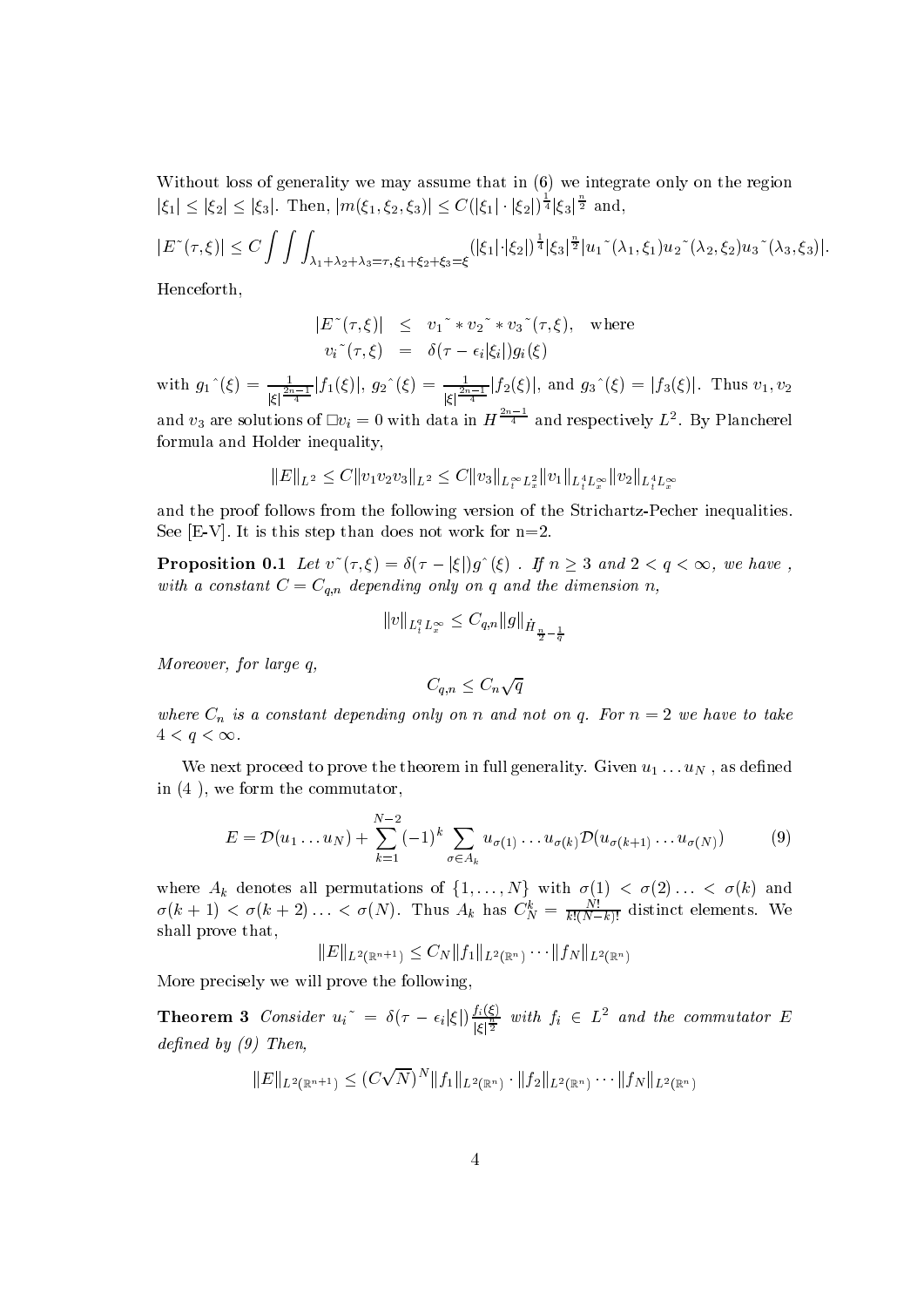Without loss of generality we may assume that in (6) we integrate only on the region $|\xi_1| \le |\xi_2| \le |\xi_3|$. Then, $|m(\xi_1, \xi_2, \xi_3)| \le C(|\xi_1| \cdot |\xi_2|)^{\frac{1}{4}} |\xi_3|^{\frac{n}{2}}$ and,

$$|E\tilde{}(\tau, \xi)| \le C \int\int\int_{\lambda_1+\lambda_2+\lambda_3=\tau, \xi_1+\xi_2+\xi_3=\xi} (|\xi_1| \cdot |\xi_2|)^{\frac{1}{4}} |\xi_3|^{\frac{n}{2}} |u_1\tilde{}(\lambda_1, \xi_1) u_2\tilde{}(\lambda_2, \xi_2) u_3\tilde{}(\lambda_3, \xi_3)|.$$

Henceforth,

$$\begin{aligned} |E\tilde{}(\tau, \xi)| &\le v_1\tilde{} * v_2\tilde{} * v_3\tilde{}(\tau, \xi), \quad \text{where} \\ v_i\tilde{}(\tau, \xi) &= \delta(\tau - \epsilon_i |\xi_i|) g_i(\xi) \end{aligned}$$

with $g_1\hat{}(\xi) = \frac{1}{|\xi|^{\frac{2n-1}{4}}} |f_1(\xi)|$, $g_2\hat{}(\xi) = \frac{1}{|\xi|^{\frac{2n-1}{4}}} |f_2(\xi)|$, and $g_3\hat{}(\xi) = |f_3(\xi)|$. Thus $v_1, v_2$ and $v_3$ are solutions of $\Box v_i = 0$ with data in $H^{\frac{2n-1}{4}}$ and respectively $L^2$. By Plancherel formula and Holder inequality,

$$\|E\|_{L^2} \le C \|v_1 v_2 v_3\|_{L^2} \le C \|v_3\|_{L^\infty_t L^2_x} \|v_1\|_{L^4_t L^\infty_x} \|v_2\|_{L^4_t L^\infty_x}$$

and the proof follows from the following version of the Strichartz-Pecher inequalities. See [E-V]. It is this step than does not work for n=2.

**Proposition 0.1** *Let $v\tilde{}(\tau, \xi) = \delta(\tau - |\xi|) g\hat{}(\xi)$ . If $n \ge 3$ and $2 < q < \infty$, we have , with a constant $C = C_{q,n}$ depending only on $q$ and the dimension $n$,*

$$\|v\|_{L^q_t L^\infty_x} \le C_{q,n} \|g\|_{\dot{H}_{\frac{n}{2} - \frac{1}{q}}}$$

*Moreover, for large $q$,*

$$C_{q,n} \le C_n \sqrt{q}$$

*where $C_n$ is a constant depending only on $n$ and not on $q$. For $n = 2$ we have to take $4 < q < \infty$.*

We next proceed to prove the theorem in full generality. Given $u_1 \dots u_N$ , as defined in (4 ), we form the commutator,

$$E = \mathcal{D}(u_1 \dots u_N) + \sum_{k=1}^{N-2} (-1)^k \sum_{\sigma \in A_k} u_{\sigma(1)} \dots u_{\sigma(k)} \mathcal{D}(u_{\sigma(k+1)} \dots u_{\sigma(N)}) \tag{9}$$

where $A_k$ denotes all permutations of $\{1, \dots, N\}$ with $\sigma(1) < \sigma(2) \dots < \sigma(k)$ and $\sigma(k+1) < \sigma(k+2) \dots < \sigma(N)$. Thus $A_k$ has $C_N^k = \frac{N!}{k!(N-k)!}$ distinct elements. We shall prove that,

$$\|E\|_{L^2(\mathbb{R}^{n+1})} \le C_N \|f_1\|_{L^2(\mathbb{R}^n)} \cdots \|f_N\|_{L^2(\mathbb{R}^n)}$$

More precisely we will prove the following,

**Theorem 3** *Consider $u_i\tilde{} = \delta(\tau - \epsilon_i |\xi|) \frac{f_i(\xi)}{|\xi|^{\frac{n}{2}}}$ with $f_i \in L^2$ and the commutator $E$ defined by (9) Then,*

$$\|E\|_{L^2(\mathbb{R}^{n+1})} \le (C\sqrt{N})^N \|f_1\|_{L^2(\mathbb{R}^n)} \cdot \|f_2\|_{L^2(\mathbb{R}^n)} \cdots \|f_N\|_{L^2(\mathbb{R}^n)}$$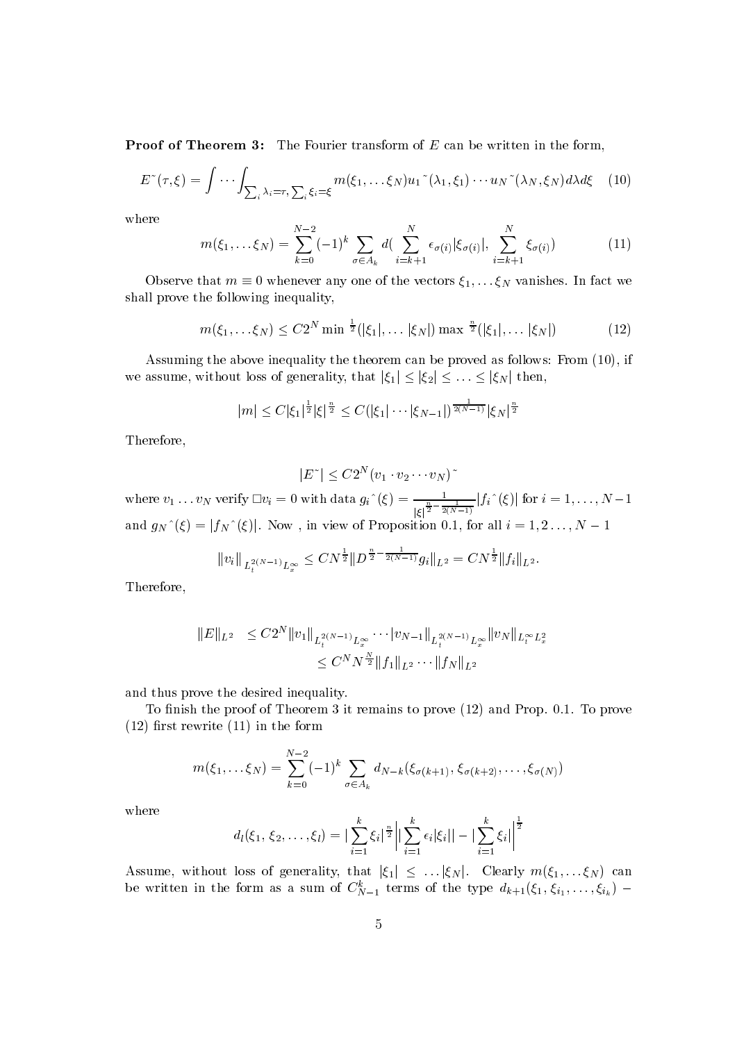**Proof of Theorem 3:** The Fourier transform of $E$ can be written in the form,

$$E\check{}(\tau,\xi) = \int \cdots \int_{\sum_i \lambda_i = \tau, \sum_i \xi_i = \xi} m(\xi_1, \ldots \xi_N) u_1\check{}(\lambda_1, \xi_1) \cdots u_N\check{}(\lambda_N, \xi_N) d\lambda d\xi \quad (10)$$

where

$$m(\xi_1, \ldots \xi_N) = \sum_{k=0}^{N-2} (-1)^k \sum_{\sigma \in A_k} d\left(\sum_{i=k+1}^{N} \epsilon_{\sigma(i)} |\xi_{\sigma(i)}|, \sum_{i=k+1}^{N} \xi_{\sigma(i)}\right) \quad (11)$$

Observe that $m \equiv 0$ whenever any one of the vectors $\xi_1, \ldots \xi_N$ vanishes. In fact we shall prove the following inequality,

$$m(\xi_1, \ldots \xi_N) \leq C 2^N \min{}^{\frac{1}{2}}(|\xi_1|, \ldots |\xi_N|) \max{}^{\frac{n}{2}}(|\xi_1|, \ldots |\xi_N|) \quad (12)$$

Assuming the above inequality the theorem can be proved as follows: From (10), if we assume, without loss of generality, that $|\xi_1| \leq |\xi_2| \leq \ldots \leq |\xi_N|$ then,

$$|m| \leq C |\xi_1|^{\frac{1}{2}} |\xi|^{\frac{n}{2}} \leq C (|\xi_1| \cdots |\xi_{N-1}|)^{\frac{1}{2(N-1)}} |\xi_N|^{\frac{n}{2}}$$

Therefore,

$$|E\check{}| \leq C 2^N (v_1 \cdot v_2 \cdots v_N)\check{}$$

where $v_1 \ldots v_N$ verify $\Box v_i = 0$ with data $g_i\hat{}(\xi) = \frac{1}{|\xi|^{\frac{n}{2} - \frac{1}{2(N-1)}}} |f_i\hat{}(\xi)|$ for $i = 1, \ldots, N-1$ and $g_N\hat{}(\xi) = |f_N\hat{}(\xi)|$. Now , in view of Proposition 0.1, for all $i = 1, 2 \ldots, N-1$

$$\|v_i\|_{L_t^{2(N-1)} L_x^\infty} \leq C N^{\frac{1}{2}} \|D^{\frac{n}{2} - \frac{1}{2(N-1)}} g_i\|_{L^2} = C N^{\frac{1}{2}} \|f_i\|_{L^2}.$$

Therefore,

$$\begin{aligned} \|E\|_{L^2} &\leq C 2^N \|v_1\|_{L_t^{2(N-1)} L_x^\infty} \cdots |v_{N-1}\|_{L_t^{2(N-1)} L_x^\infty} \|v_N\|_{L_t^\infty L_x^2} \\ &\leq C^N N^{\frac{N}{2}} \|f_1\|_{L^2} \cdots \|f_N\|_{L^2} \end{aligned}$$

and thus prove the desired inequality.

To finish the proof of Theorem 3 it remains to prove (12) and Prop. 0.1. To prove (12) first rewrite (11) in the form

$$m(\xi_1, \ldots \xi_N) = \sum_{k=0}^{N-2} (-1)^k \sum_{\sigma \in A_k} d_{N-k}(\xi_{\sigma(k+1)}, \xi_{\sigma(k+2)}, \ldots, \xi_{\sigma(N)})$$

where

$$d_l(\xi_1, \xi_2, \ldots, \xi_l) = |\sum_{i=1}^{k} \xi_i|^{\frac{n}{2}} \left| |\sum_{i=1}^{k} \epsilon_i |\xi_i|| - |\sum_{i=1}^{k} \xi_i| \right|^{\frac{1}{2}}$$

Assume, without loss of generality, that $|\xi_1| \leq \ldots |\xi_N|$. Clearly $m(\xi_1, \ldots \xi_N)$ can be written in the form as a sum of $C_{N-1}^k$ terms of the type $d_{k+1}(\xi_1, \xi_{i_1}, \ldots, \xi_{i_k}) -$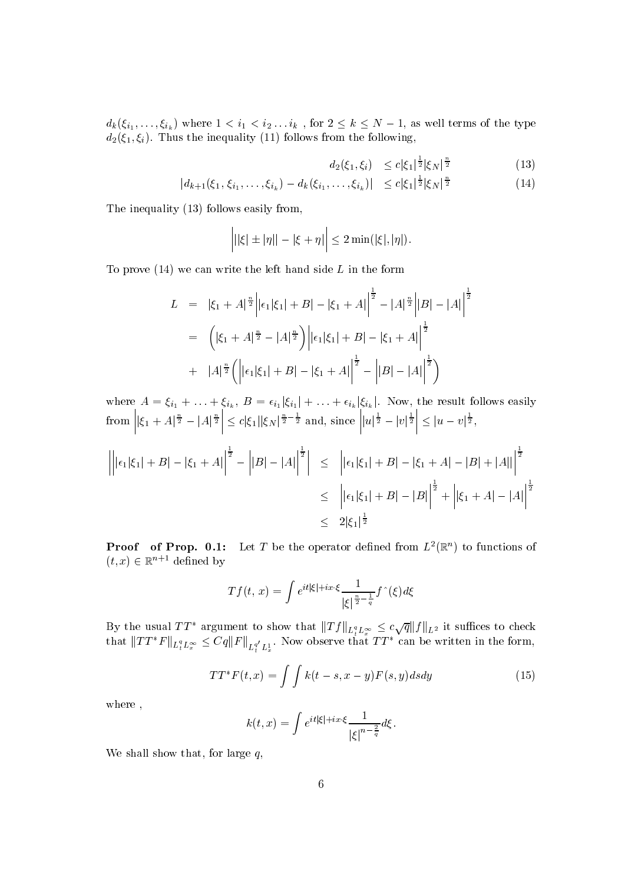$d_k(\xi_{i_1}, \ldots, \xi_{i_k})$ where $1 < i_1 < i_2 \ldots i_k$ , for $2 \le k \le N-1$, as well terms of the type $d_2(\xi_1, \xi_i)$. Thus the inequality (11) follows from the following,

$$
\begin{aligned}
d_2(\xi_1, \xi_i) &\le c|\xi_1|^{\frac{1}{2}}|\xi_N|^{\frac{n}{2}} && (13)\\
|d_{k+1}(\xi_1, \xi_{i_1}, \ldots, \xi_{i_k}) - d_k(\xi_{i_1}, \ldots, \xi_{i_k})| &\le c|\xi_1|^{\frac{1}{2}}|\xi_N|^{\frac{n}{2}} && (14)
\end{aligned}
$$

The inequality (13) follows easily from,

$$
\Big| |\xi| \pm |\eta|| - |\xi + \eta| \Big| \le 2\min(|\xi|, |\eta|).
$$

To prove (14) we can write the left hand side $L$ in the form

$$
\begin{aligned}
L &= |\xi_1 + A|^{\frac{n}{2}} \Big| |\epsilon_1|\xi_1| + B| - |\xi_1 + A| \Big|^{\frac{1}{2}} - |A|^{\frac{n}{2}} \Big| |B| - |A| \Big|^{\frac{1}{2}} \\
&= \left( |\xi_1 + A|^{\frac{n}{2}} - |A|^{\frac{n}{2}} \right) \Big| |\epsilon_1|\xi_1| + B| - |\xi_1 + A| \Big|^{\frac{1}{2}} \\
&+ |A|^{\frac{n}{2}} \left( \Big| |\epsilon_1|\xi_1| + B| - |\xi_1 + A| \Big|^{\frac{1}{2}} - \Big| |B| - |A| \Big|^{\frac{1}{2}} \right)
\end{aligned}
$$

where $A = \xi_{i_1} + \ldots + \xi_{i_k}$, $B = \epsilon_{i_1}|\xi_{i_1}| + \ldots + \epsilon_{i_k}|\xi_{i_k}|$. Now, the result follows easily from $\Big| |\xi_1 + A|^{\frac{n}{2}} - |A|^{\frac{n}{2}} \Big| \le c|\xi_1||\xi_N|^{\frac{n}{2} - \frac{1}{2}}$ and, since $\Big| |u|^{\frac{1}{2}} - |v|^{\frac{1}{2}} \Big| \le |u - v|^{\frac{1}{2}}$,

$$
\begin{aligned}
\left| \Big| |\epsilon_1|\xi_1| + B| - |\xi_1 + A| \Big|^{\frac{1}{2}} - \Big| |B| - |A| \Big|^{\frac{1}{2}} \right| &\le \Big| |\epsilon_1|\xi_1| + B| - |\xi_1 + A| - |B| + |A| \Big|^{\frac{1}{2}} \\
&\le \Big| |\epsilon_1|\xi_1| + B| - |B| \Big|^{\frac{1}{2}} + \Big| |\xi_1 + A| - |A| \Big|^{\frac{1}{2}} \\
&\le 2|\xi_1|^{\frac{1}{2}}
\end{aligned}
$$

**Proof of Prop. 0.1:** Let $T$ be the operator defined from $L^2(\mathbb{R}^n)$ to functions of $(t, x) \in \mathbb{R}^{n+1}$ defined by

$$
Tf(t, x) = \int e^{it|\xi| + ix\cdot\xi} \frac{1}{|\xi|^{\frac{n}{2} - \frac{1}{q}}} f^{\wedge}(\xi) d\xi
$$

By the usual $TT^*$ argument to show that $\|Tf\|_{L^q_t L^\infty_x} \le c\sqrt{q}\|f\|_{L^2}$ it suffices to check that $\|TT^*F\|_{L^q_t L^\infty_x} \le Cq\|F\|_{L^{q'}_t L^1_x}$. Now observe that $TT^*$ can be written in the form,

$$
TT^*F(t, x) = \int\int k(t - s, x - y) F(s, y) ds dy \tag{15}
$$

where ,

$$
k(t, x) = \int e^{it|\xi| + ix\cdot\xi} \frac{1}{|\xi|^{n - \frac{2}{q}}} d\xi.
$$

We shall show that, for large $q$,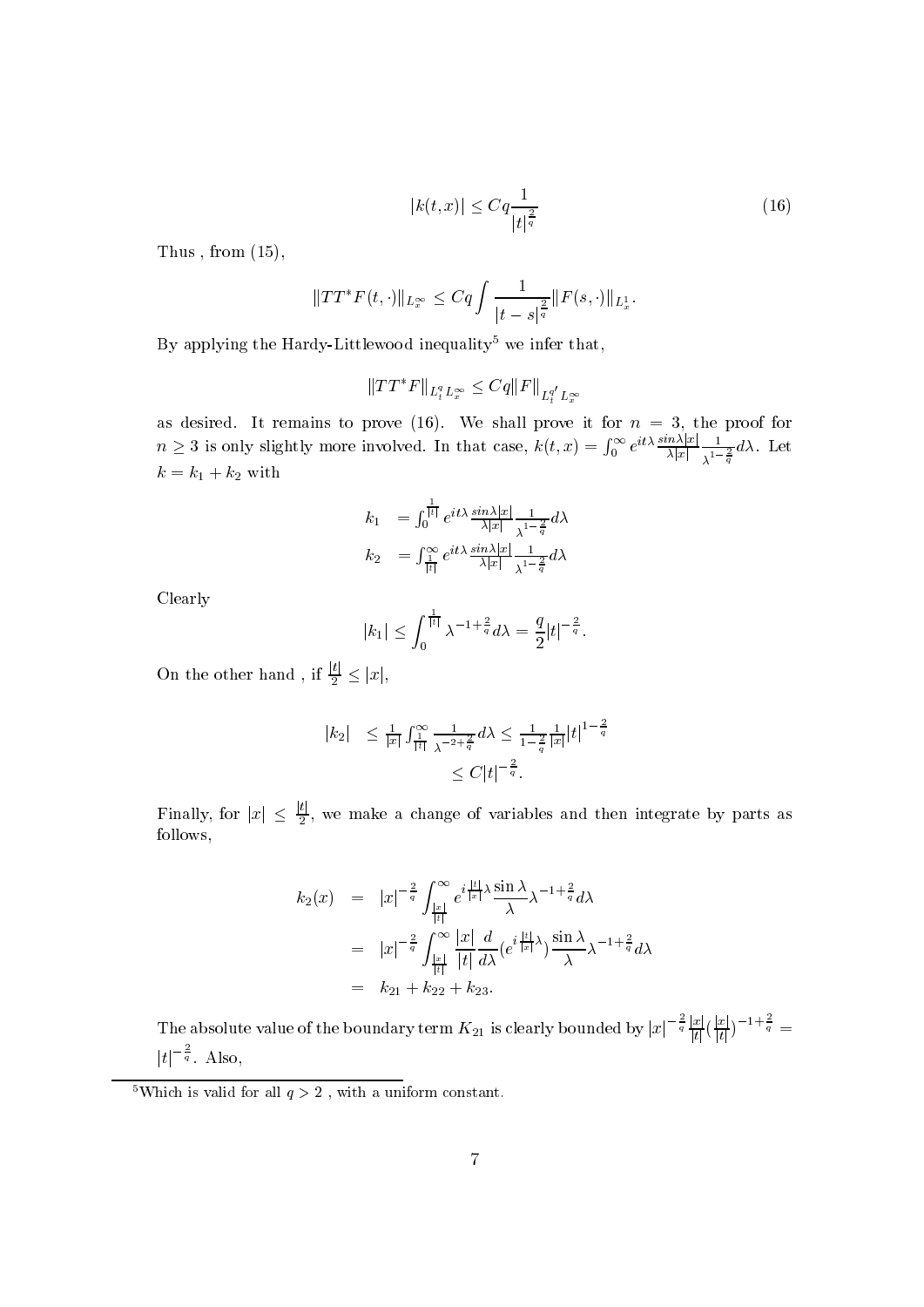$$|k(t,x)| \leq Cq\frac{1}{|t|^{\frac{2}{q}}} \tag{16}$$

Thus , from (15),

$$\|TT^*F(t,\cdot)\|_{L^\infty_x} \leq Cq\int \frac{1}{|t-s|^{\frac{2}{q}}}\|F(s,\cdot)\|_{L^1_x}.$$

By applying the Hardy-Littlewood inequality[5] we infer that,

$$\|TT^*F\|_{L^q_t L^\infty_x} \leq Cq\|F\|_{L^{q'}_t L^\infty_x}$$

as desired. It remains to prove (16). We shall prove it for $n = 3$, the proof for $n \geq 3$ is only slightly more involved. In that case, $k(t,x) = \int_0^\infty e^{it\lambda}\frac{\sin\lambda|x|}{\lambda|x|}\frac{1}{\lambda^{1-\frac{2}{q}}}d\lambda$. Let $k = k_1 + k_2$ with

$$\begin{aligned} k_1 &= \int_0^{\frac{1}{|t|}} e^{it\lambda}\frac{\sin\lambda|x|}{\lambda|x|}\frac{1}{\lambda^{1-\frac{2}{q}}}d\lambda \\ k_2 &= \int_{\frac{1}{|t|}}^\infty e^{it\lambda}\frac{\sin\lambda|x|}{\lambda|x|}\frac{1}{\lambda^{1-\frac{2}{q}}}d\lambda \end{aligned}$$

Clearly

$$|k_1| \leq \int_0^{\frac{1}{|t|}} \lambda^{-1+\frac{2}{q}}d\lambda = \frac{q}{2}|t|^{-\frac{2}{q}}.$$

On the other hand , if $\frac{|t|}{2} \leq |x|$,

$$\begin{aligned} |k_2| &\leq \frac{1}{|x|}\int_{\frac{1}{|t|}}^\infty \frac{1}{\lambda^{-2+\frac{2}{q}}}d\lambda \leq \frac{1}{1-\frac{2}{q}}\frac{1}{|x|}|t|^{1-\frac{2}{q}} \\ &\leq C|t|^{-\frac{2}{q}}. \end{aligned}$$

Finally, for $|x| \leq \frac{|t|}{2}$, we make a change of variables and then integrate by parts as follows,

$$\begin{aligned} k_2(x) &= |x|^{-\frac{2}{q}}\int_{\frac{|x|}{|t|}}^\infty e^{i\frac{|t|}{|x|}\lambda}\frac{\sin\lambda}{\lambda}\lambda^{-1+\frac{2}{q}}d\lambda \\ &= |x|^{-\frac{2}{q}}\int_{\frac{|x|}{|t|}}^\infty \frac{|x|}{|t|}\frac{d}{d\lambda}(e^{i\frac{|t|}{|x|}\lambda})\frac{\sin\lambda}{\lambda}\lambda^{-1+\frac{2}{q}}d\lambda \\ &= k_{21} + k_{22} + k_{23}. \end{aligned}$$

The absolute value of the boundary term $K_{21}$ is clearly bounded by $|x|^{-\frac{2}{q}}\frac{|x|}{|t|}(\frac{|x|}{|t|})^{-1+\frac{2}{q}} = |t|^{-\frac{2}{q}}$. Also,

[5] Which is valid for all $q > 2$ , with a uniform constant.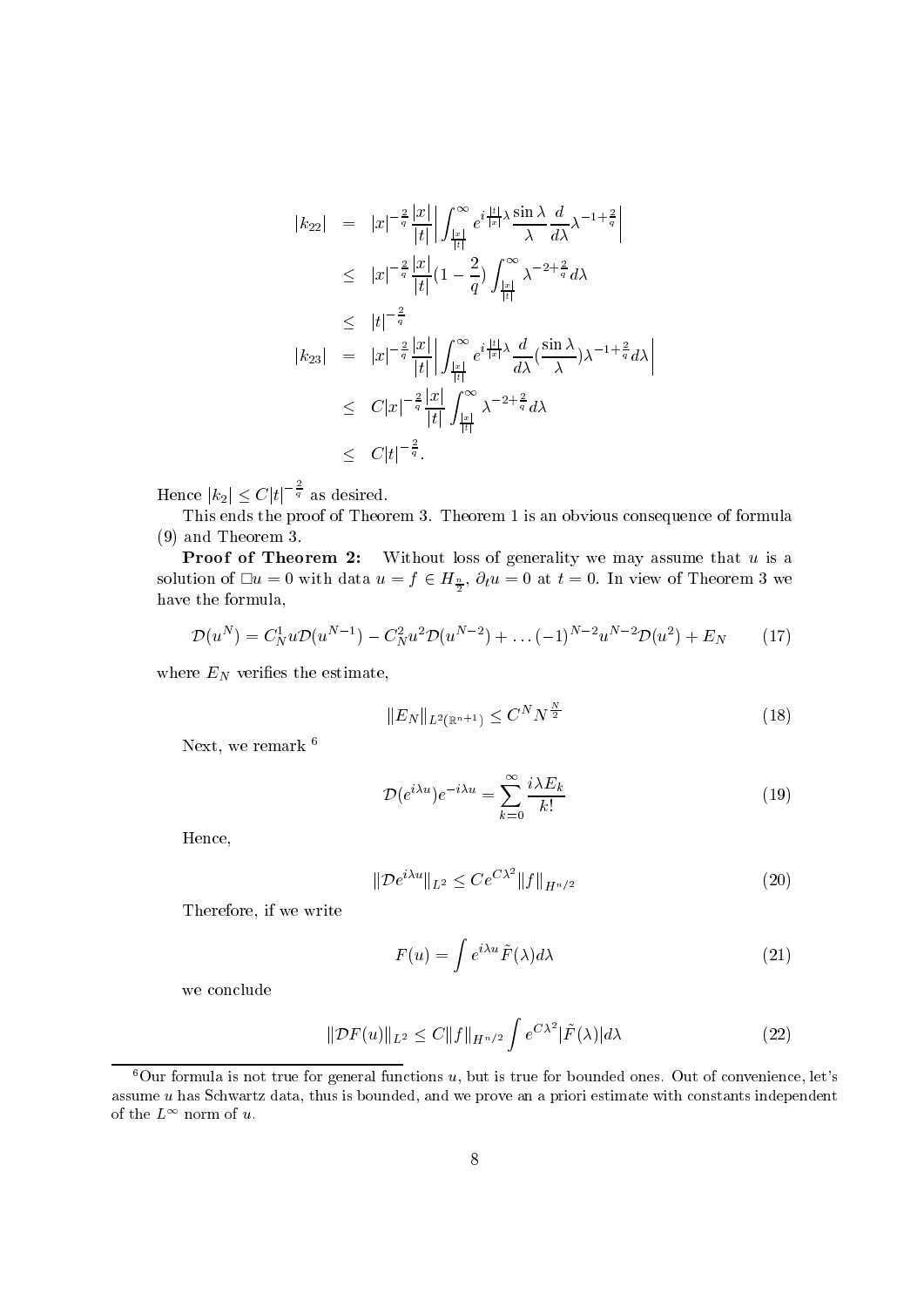$$
\begin{aligned}
|k_{22}| &= |x|^{-\frac{2}{q}} \frac{|x|}{|t|} \Big| \int_{\frac{|x|}{|t|}}^{\infty} e^{i\frac{|t|}{|x|}\lambda} \frac{\sin\lambda}{\lambda} \frac{d}{d\lambda} \lambda^{-1+\frac{2}{q}} \Big| \\
&\leq |x|^{-\frac{2}{q}} \frac{|x|}{|t|} (1-\frac{2}{q}) \int_{\frac{|x|}{|t|}}^{\infty} \lambda^{-2+\frac{2}{q}} d\lambda \\
&\leq |t|^{-\frac{2}{q}} \\
|k_{23}| &= |x|^{-\frac{2}{q}} \frac{|x|}{|t|} \Big| \int_{\frac{|x|}{|t|}}^{\infty} e^{i\frac{|t|}{|x|}\lambda} \frac{d}{d\lambda} (\frac{\sin\lambda}{\lambda}) \lambda^{-1+\frac{2}{q}} d\lambda \Big| \\
&\leq C|x|^{-\frac{2}{q}} \frac{|x|}{|t|} \int_{\frac{|x|}{|t|}}^{\infty} \lambda^{-2+\frac{2}{q}} d\lambda \\
&\leq C|t|^{-\frac{2}{q}}.
\end{aligned}
$$

Hence $|k_2| \leq C|t|^{-\frac{2}{q}}$ as desired.

This ends the proof of Theorem 3. Theorem 1 is an obvious consequence of formula (9) and Theorem 3.

**Proof of Theorem 2:** Without loss of generality we may assume that $u$ is a solution of $\Box u = 0$ with data $u = f \in H_{\frac{n}{2}}$, $\partial_t u = 0$ at $t = 0$. In view of Theorem 3 we have the formula,

$$
\mathcal{D}(u^N) = C_N^1 u \mathcal{D}(u^{N-1}) - C_N^2 u^2 \mathcal{D}(u^{N-2}) + \ldots (-1)^{N-2} u^{N-2} \mathcal{D}(u^2) + E_N \tag{17}
$$

where $E_N$ verifies the estimate,

$$
\|E_N\|_{L^2(\mathbb{R}^{n+1})} \leq C^N N^{\frac{N}{2}} \tag{18}
$$

Next, we remark [6]

$$
\mathcal{D}(e^{i\lambda u}) e^{-i\lambda u} = \sum_{k=0}^{\infty} \frac{i\lambda E_k}{k!} \tag{19}
$$

Hence,

$$
\|\mathcal{D} e^{i\lambda u}\|_{L^2} \leq C e^{C\lambda^2} \|f\|_{H^{n/2}} \tag{20}
$$

Therefore, if we write

$$
F(u) = \int e^{i\lambda u} \tilde{F}(\lambda) d\lambda \tag{21}
$$

we conclude

$$
\|\mathcal{D} F(u)\|_{L^2} \leq C \|f\|_{H^{n/2}} \int e^{C\lambda^2} |\tilde{F}(\lambda)| d\lambda \tag{22}
$$

[6] Our formula is not true for general functions $u$, but is true for bounded ones. Out of convenience, let's assume $u$ has Schwartz data, thus is bounded, and we prove an a priori estimate with constants independent of the $L^\infty$ norm of $u$.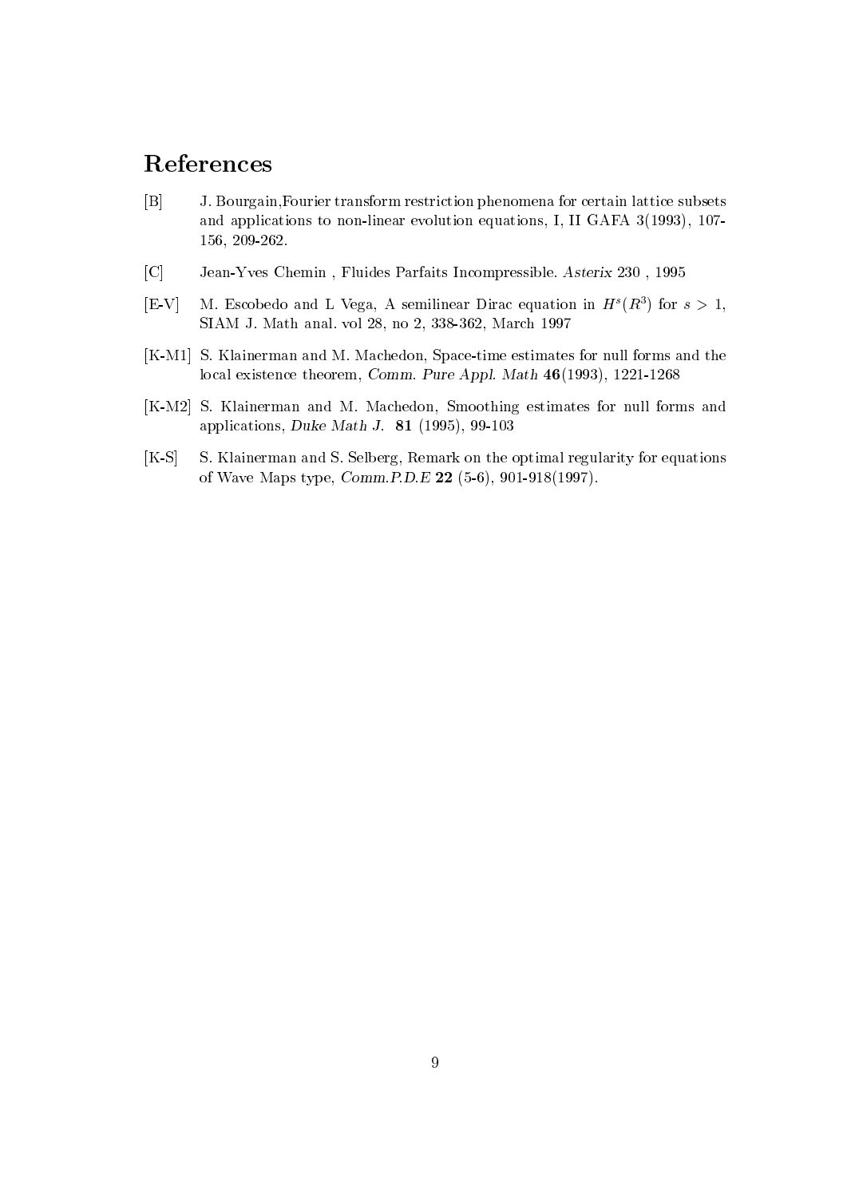# References

[B] J. Bourgain,Fourier transform restriction phenomena for certain lattice subsets and applications to non-linear evolution equations, I, II GAFA 3(1993), 107-156, 209-262.

[C] Jean-Yves Chemin , Fluides Parfaits Incompressible. *Asterix* 230 , 1995

[E-V] M. Escobedo and L Vega, A semilinear Dirac equation in $H^s(R^3)$ for $s > 1$, SIAM J. Math anal. vol 28, no 2, 338-362, March 1997

[K-M1] S. Klainerman and M. Machedon, Space-time estimates for null forms and the local existence theorem, *Comm. Pure Appl. Math* **46**(1993), 1221-1268

[K-M2] S. Klainerman and M. Machedon, Smoothing estimates for null forms and applications, *Duke Math J.* **81** (1995), 99-103

[K-S] S. Klainerman and S. Selberg, Remark on the optimal regularity for equations of Wave Maps type, *Comm.P.D.E* **22** (5-6), 901-918(1997).